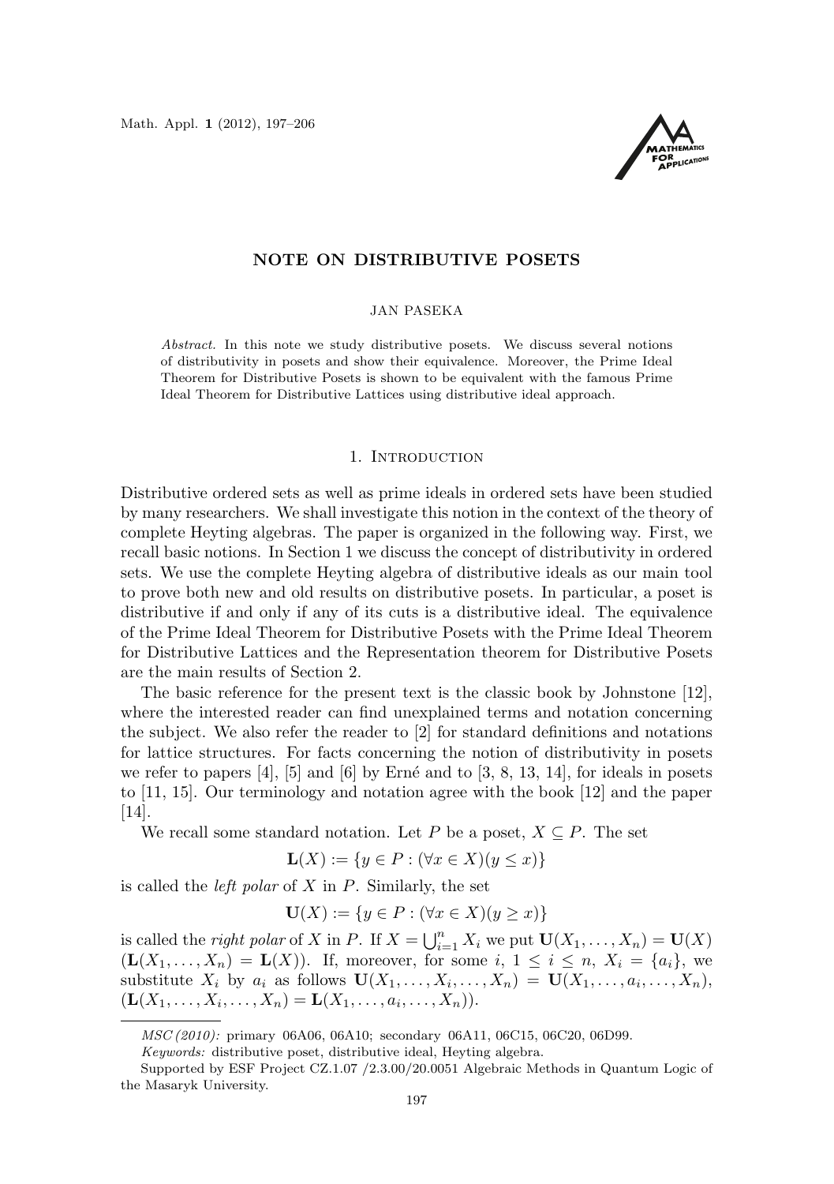# NOTE ON DISTRIBUTIVE POSETS

JAN PASEKA

*Abstract.* In this note we study distributive posets. We discuss several notions of distributivity in posets and show their equivalence. Moreover, the Prime Ideal Theorem for Distributive Posets is shown to be equivalent with the famous Prime Ideal Theorem for Distributive Lattices using distributive ideal approach.

## 1. Introduction

Distributive ordered sets as well as prime ideals in ordered sets have been studied by many researchers. We shall investigate this notion in the context of the theory of complete Heyting algebras. The paper is organized in the following way. First, we recall basic notions. In Section 1 we discuss the concept of distributivity in ordered sets. We use the complete Heyting algebra of distributive ideals as our main tool to prove both new and old results on distributive posets. In particular, a poset is distributive if and only if any of its cuts is a distributive ideal. The equivalence of the Prime Ideal Theorem for Distributive Posets with the Prime Ideal Theorem for Distributive Lattices and the Representation theorem for Distributive Posets are the main results of Section 2.

The basic reference for the present text is the classic book by Johnstone [12], where the interested reader can find unexplained terms and notation concerning the subject. We also refer the reader to [2] for standard definitions and notations for lattice structures. For facts concerning the notion of distributivity in posets we refer to papers [4], [5] and [6] by Erné and to [3, 8, 13, 14], for ideals in posets to [11, 15]. Our terminology and notation agree with the book [12] and the paper [14].

We recall some standard notation. Let $P$ be a poset, $X \subseteq P$. The set

$$\mathbf{L}(X) := \{y \in P : (\forall x \in X)(y \leq x)\}$$

is called the *left polar* of $X$ in $P$. Similarly, the set

$$\mathbf{U}(X) := \{y \in P : (\forall x \in X)(y \geq x)\}$$

is called the *right polar* of $X$ in $P$. If $X = \bigcup_{i=1}^{n} X_i$ we put $\mathbf{U}(X_1, \dots, X_n) = \mathbf{U}(X)$ ($\mathbf{L}(X_1, \dots, X_n) = \mathbf{L}(X)$). If, moreover, for some $i$, $1 \leq i \leq n$, $X_i = \{a_i\}$, we substitute $X_i$ by $a_i$ as follows $\mathbf{U}(X_1, \dots, X_i, \dots, X_n) = \mathbf{U}(X_1, \dots, a_i, \dots, X_n)$, ($\mathbf{L}(X_1, \dots, X_i, \dots, X_n) = \mathbf{L}(X_1, \dots, a_i, \dots, X_n)$).

---

*MSC (2010):* primary 06A06, 06A10; secondary 06A11, 06C15, 06C20, 06D99.

*Keywords:* distributive poset, distributive ideal, Heyting algebra.

Supported by ESF Project CZ.1.07 /2.3.00/20.0051 Algebraic Methods in Quantum Logic of the Masaryk University.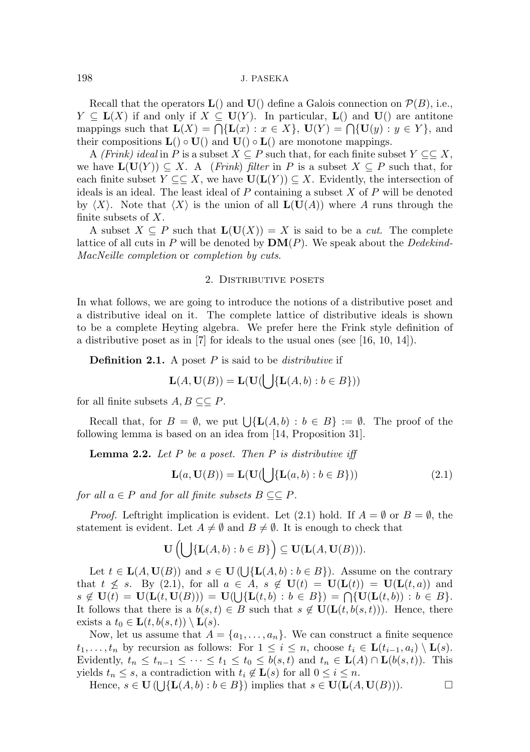Recall that the operators $\mathbf{L}()$ and $\mathbf{U}()$ define a Galois connection on $\mathcal{P}(B)$, i.e., $Y \subseteq \mathbf{L}(X)$ if and only if $X \subseteq \mathbf{U}(Y)$. In particular, $\mathbf{L}()$ and $\mathbf{U}()$ are antitone mappings such that $\mathbf{L}(X) = \bigcap\{\mathbf{L}(x) : x \in X\}$, $\mathbf{U}(Y) = \bigcap\{\mathbf{U}(y) : y \in Y\}$, and their compositions $\mathbf{L}() \circ \mathbf{U}()$ and $\mathbf{U}() \circ \mathbf{L}()$ are monotone mappings.

A *(Frink) ideal* in $P$ is a subset $X \subseteq P$ such that, for each finite subset $Y \subseteq\subseteq X$, we have $\mathbf{L}(\mathbf{U}(Y)) \subseteq X$. A *(Frink) filter* in $P$ is a subset $X \subseteq P$ such that, for each finite subset $Y \subseteq\subseteq X$, we have $\mathbf{U}(\mathbf{L}(Y)) \subseteq X$. Evidently, the intersection of ideals is an ideal. The least ideal of $P$ containing a subset $X$ of $P$ will be denoted by $\langle X \rangle$. Note that $\langle X \rangle$ is the union of all $\mathbf{L}(\mathbf{U}(A))$ where $A$ runs through the finite subsets of $X$.

A subset $X \subseteq P$ such that $\mathbf{L}(\mathbf{U}(X)) = X$ is said to be a *cut*. The complete lattice of all cuts in $P$ will be denoted by $\mathbf{DM}(P)$. We speak about the *Dedekind-MacNeille completion* or *completion by cuts*.

## 2. Distributive posets

In what follows, we are going to introduce the notions of a distributive poset and a distributive ideal on it. The complete lattice of distributive ideals is shown to be a complete Heyting algebra. We prefer here the Frink style definition of a distributive poset as in [7] for ideals to the usual ones (see [16, 10, 14]).

**Definition 2.1.** A poset $P$ is said to be *distributive* if

$$\mathbf{L}(A, \mathbf{U}(B)) = \mathbf{L}(\mathbf{U}(\bigcup\{\mathbf{L}(A, b) : b \in B\}))$$

for all finite subsets $A, B \subseteq\subseteq P$.

Recall that, for $B = \emptyset$, we put $\bigcup\{\mathbf{L}(A, b) : b \in B\} := \emptyset$. The proof of the following lemma is based on an idea from [14, Proposition 31].

**Lemma 2.2.** *Let $P$ be a poset. Then $P$ is distributive iff*

$$\mathbf{L}(a, \mathbf{U}(B)) = \mathbf{L}(\mathbf{U}(\bigcup\{\mathbf{L}(a, b) : b \in B\})) \tag{2.1}$$

*for all $a \in P$ and for all finite subsets $B \subseteq\subseteq P$.*

*Proof.* Leftright implication is evident. Let (2.1) hold. If $A = \emptyset$ or $B = \emptyset$, the statement is evident. Let $A \neq \emptyset$ and $B \neq \emptyset$. It is enough to check that

$$\mathbf{U}\left(\bigcup\{\mathbf{L}(A, b) : b \in B\}\right) \subseteq \mathbf{U}(\mathbf{L}(A, \mathbf{U}(B))).$$

Let $t \in \mathbf{L}(A, \mathbf{U}(B))$ and $s \in \mathbf{U}\left(\bigcup\{\mathbf{L}(A, b) : b \in B\}\right)$. Assume on the contrary that $t \not\leq s$. By (2.1), for all $a \in A$, $s \notin \mathbf{U}(t) = \mathbf{U}(\mathbf{L}(t)) = \mathbf{U}(\mathbf{L}(t, a))$ and $s \notin \mathbf{U}(t) = \mathbf{U}(\mathbf{L}(t, \mathbf{U}(B))) = \mathbf{U}(\bigcup\{\mathbf{L}(t, b) : b \in B\}) = \bigcap\{\mathbf{U}(\mathbf{L}(t, b)) : b \in B\}$. It follows that there is a $b(s, t) \in B$ such that $s \notin \mathbf{U}(\mathbf{L}(t, b(s, t)))$. Hence, there exists a $t_0 \in \mathbf{L}(t, b(s, t)) \setminus \mathbf{L}(s)$.

Now, let us assume that $A = \{a_1, \ldots, a_n\}$. We can construct a finite sequence $t_1, \ldots, t_n$ by recursion as follows: For $1 \leq i \leq n$, choose $t_i \in \mathbf{L}(t_{i-1}, a_i) \setminus \mathbf{L}(s)$. Evidently, $t_n \leq t_{n-1} \leq \cdots \leq t_1 \leq t_0 \leq b(s, t)$ and $t_n \in \mathbf{L}(A) \cap \mathbf{L}(b(s, t))$. This yields $t_n \leq s$, a contradiction with $t_i \notin \mathbf{L}(s)$ for all $0 \leq i \leq n$.

Hence, $s \in \mathbf{U}\left(\bigcup\{\mathbf{L}(A, b) : b \in B\}\right)$ implies that $s \in \mathbf{U}(\mathbf{L}(A, \mathbf{U}(B)))$. $\square$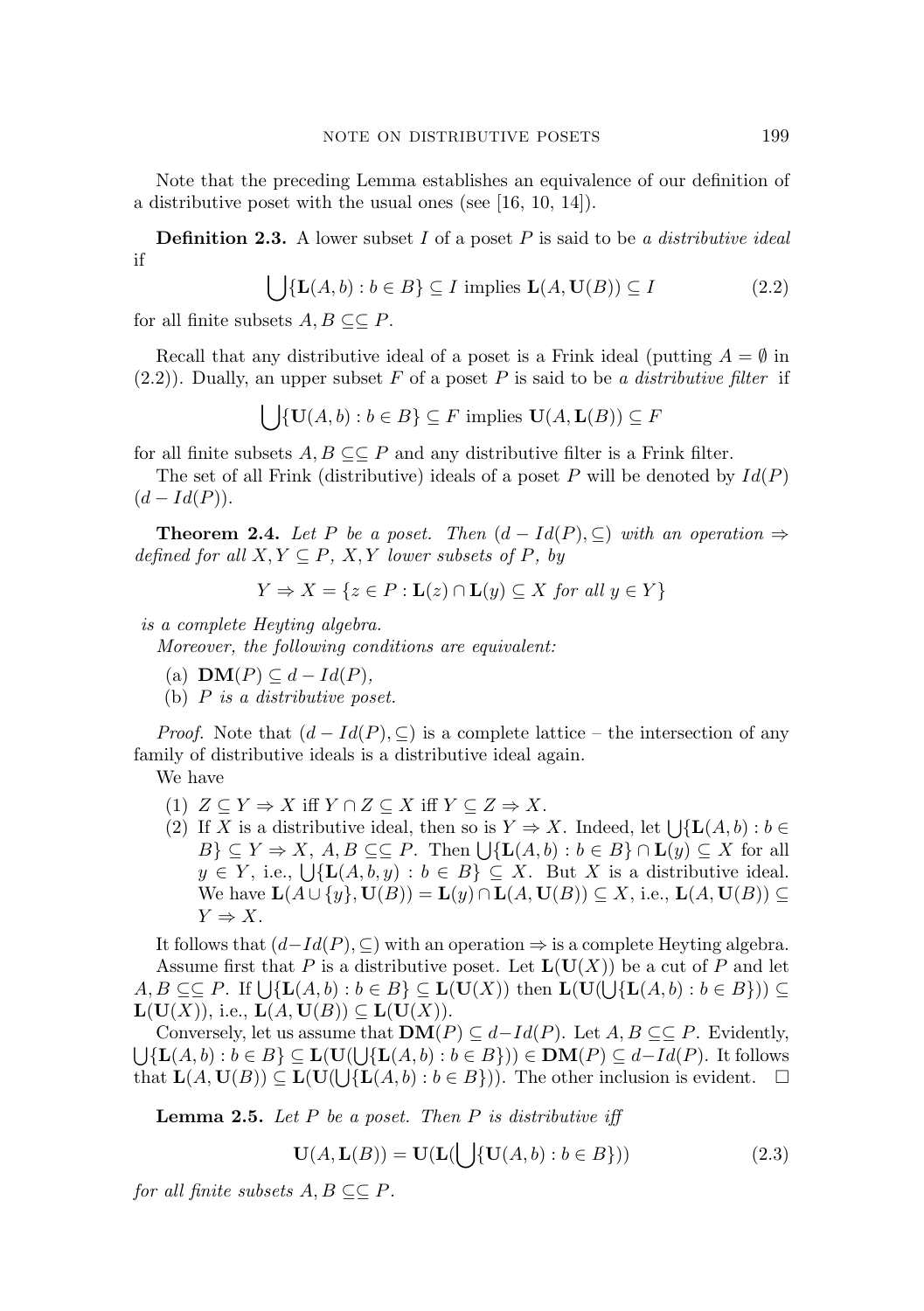Note that the preceding Lemma establishes an equivalence of our definition of a distributive poset with the usual ones (see [16, 10, 14]).

**Definition 2.3.** A lower subset $I$ of a poset $P$ is said to be *a distributive ideal* if

$$\bigcup\{\mathbf{L}(A,b) : b \in B\} \subseteq I \text{ implies } \mathbf{L}(A,\mathbf{U}(B)) \subseteq I \tag{2.2}$$

for all finite subsets $A, B \subseteq\subseteq P$.

Recall that any distributive ideal of a poset is a Frink ideal (putting $A = \emptyset$ in (2.2)). Dually, an upper subset $F$ of a poset $P$ is said to be *a distributive filter* if

$$\bigcup\{\mathbf{U}(A,b) : b \in B\} \subseteq F \text{ implies } \mathbf{U}(A,\mathbf{L}(B)) \subseteq F$$

for all finite subsets $A, B \subseteq\subseteq P$ and any distributive filter is a Frink filter.

The set of all Frink (distributive) ideals of a poset $P$ will be denoted by $Id(P)$ $(d - Id(P))$.

**Theorem 2.4.** *Let $P$ be a poset. Then $(d - Id(P), \subseteq)$ with an operation $\Rightarrow$ defined for all $X, Y \subseteq P$, $X, Y$ lower subsets of $P$, by*

$$Y \Rightarrow X = \{z \in P : \mathbf{L}(z) \cap \mathbf{L}(y) \subseteq X \text{ for all } y \in Y\}$$

*is a complete Heyting algebra.*

*Moreover, the following conditions are equivalent:*

(a) $\mathbf{DM}(P) \subseteq d - Id(P)$,

(b) *$P$ is a distributive poset.*

*Proof.* Note that $(d - Id(P), \subseteq)$ is a complete lattice – the intersection of any family of distributive ideals is a distributive ideal again.

We have

(1) $Z \subseteq Y \Rightarrow X$ iff $Y \cap Z \subseteq X$ iff $Y \subseteq Z \Rightarrow X$.

(2) If $X$ is a distributive ideal, then so is $Y \Rightarrow X$. Indeed, let $\bigcup\{\mathbf{L}(A,b) : b \in B\} \subseteq Y \Rightarrow X$, $A, B \subseteq\subseteq P$. Then $\bigcup\{\mathbf{L}(A,b) : b \in B\} \cap \mathbf{L}(y) \subseteq X$ for all $y \in Y$, i.e., $\bigcup\{\mathbf{L}(A,b,y) : b \in B\} \subseteq X$. But $X$ is a distributive ideal. We have $\mathbf{L}(A \cup \{y\}, \mathbf{U}(B)) = \mathbf{L}(y) \cap \mathbf{L}(A, \mathbf{U}(B)) \subseteq X$, i.e., $\mathbf{L}(A, \mathbf{U}(B)) \subseteq Y \Rightarrow X$.

It follows that $(d-Id(P), \subseteq)$ with an operation $\Rightarrow$ is a complete Heyting algebra.

Assume first that $P$ is a distributive poset. Let $\mathbf{L}(\mathbf{U}(X))$ be a cut of $P$ and let $A, B \subseteq\subseteq P$. If $\bigcup\{\mathbf{L}(A,b) : b \in B\} \subseteq \mathbf{L}(\mathbf{U}(X))$ then $\mathbf{L}(\mathbf{U}(\bigcup\{\mathbf{L}(A,b) : b \in B\})) \subseteq \mathbf{L}(\mathbf{U}(X))$, i.e., $\mathbf{L}(A, \mathbf{U}(B)) \subseteq \mathbf{L}(\mathbf{U}(X))$.

Conversely, let us assume that $\mathbf{DM}(P) \subseteq d-Id(P)$. Let $A, B \subseteq\subseteq P$. Evidently, $\bigcup\{\mathbf{L}(A,b) : b \in B\} \subseteq \mathbf{L}(\mathbf{U}(\bigcup\{\mathbf{L}(A,b) : b \in B\})) \in \mathbf{DM}(P) \subseteq d-Id(P)$. It follows that $\mathbf{L}(A, \mathbf{U}(B)) \subseteq \mathbf{L}(\mathbf{U}(\bigcup\{\mathbf{L}(A,b) : b \in B\}))$. The other inclusion is evident. $\square$

**Lemma 2.5.** *Let $P$ be a poset. Then $P$ is distributive iff*

$$\mathbf{U}(A, \mathbf{L}(B)) = \mathbf{U}(\mathbf{L}(\bigcup\{\mathbf{U}(A,b) : b \in B\})) \tag{2.3}$$

*for all finite subsets $A, B \subseteq\subseteq P$.*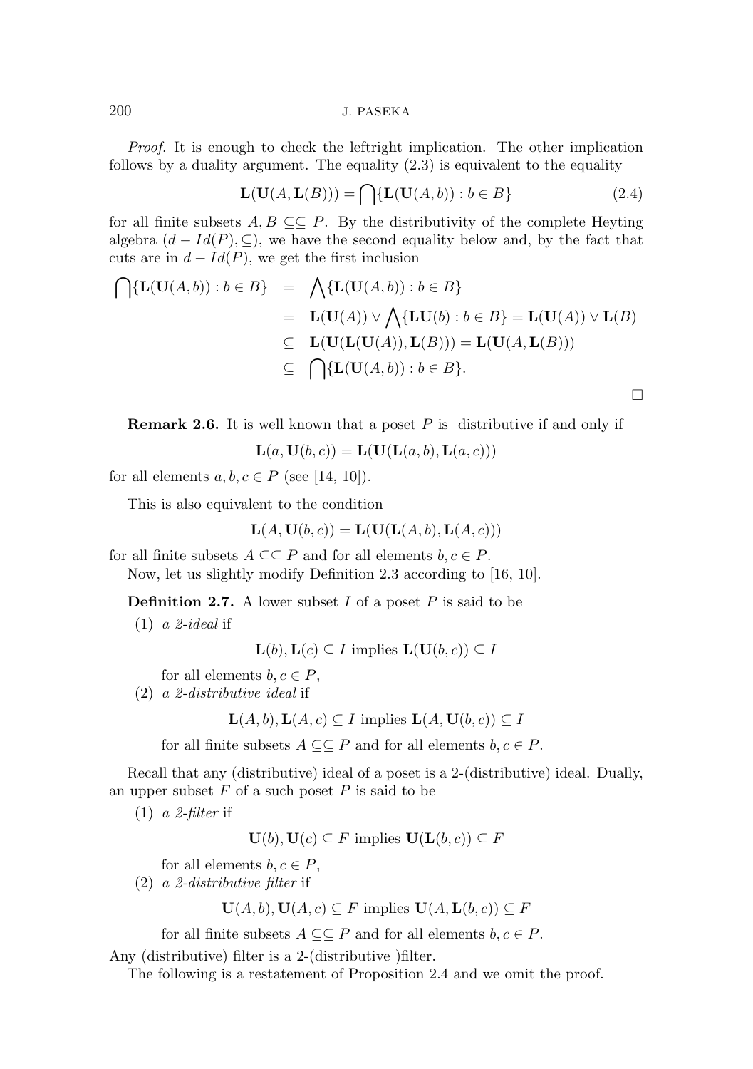*Proof.* It is enough to check the leftright implication. The other implication follows by a duality argument. The equality (2.3) is equivalent to the equality

$$\mathbf{L}(\mathbf{U}(A, \mathbf{L}(B))) = \bigcap\{\mathbf{L}(\mathbf{U}(A, b)) : b \in B\} \tag{2.4}$$

for all finite subsets $A, B \subseteq\subseteq P$. By the distributivity of the complete Heyting algebra $(d - Id(P), \subseteq)$, we have the second equality below and, by the fact that cuts are in $d - Id(P)$, we get the first inclusion

$$\begin{aligned}
\bigcap\{\mathbf{L}(\mathbf{U}(A, b)) : b \in B\} &= \bigwedge\{\mathbf{L}(\mathbf{U}(A, b)) : b \in B\} \\
&= \mathbf{L}(\mathbf{U}(A)) \vee \bigwedge\{\mathbf{L}\mathbf{U}(b) : b \in B\} = \mathbf{L}(\mathbf{U}(A)) \vee \mathbf{L}(B) \\
&\subseteq \mathbf{L}(\mathbf{U}(\mathbf{L}(\mathbf{U}(A)), \mathbf{L}(B))) = \mathbf{L}(\mathbf{U}(A, \mathbf{L}(B))) \\
&\subseteq \bigcap\{\mathbf{L}(\mathbf{U}(A, b)) : b \in B\}.
\end{aligned}$$

□

**Remark 2.6.** It is well known that a poset $P$ is distributive if and only if

$$\mathbf{L}(a, \mathbf{U}(b, c)) = \mathbf{L}(\mathbf{U}(\mathbf{L}(a, b), \mathbf{L}(a, c)))$$

for all elements $a, b, c \in P$ (see [14, 10]).

This is also equivalent to the condition

$$\mathbf{L}(A, \mathbf{U}(b, c)) = \mathbf{L}(\mathbf{U}(\mathbf{L}(A, b), \mathbf{L}(A, c)))$$

for all finite subsets $A \subseteq\subseteq P$ and for all elements $b, c \in P$.

Now, let us slightly modify Definition 2.3 according to [16, 10].

**Definition 2.7.** A lower subset $I$ of a poset $P$ is said to be

(1) *a 2-ideal* if

$$\mathbf{L}(b), \mathbf{L}(c) \subseteq I \text{ implies } \mathbf{L}(\mathbf{U}(b, c)) \subseteq I$$

for all elements $b, c \in P$,

(2) *a 2-distributive ideal* if

$$\mathbf{L}(A, b), \mathbf{L}(A, c) \subseteq I \text{ implies } \mathbf{L}(A, \mathbf{U}(b, c)) \subseteq I$$

for all finite subsets $A \subseteq\subseteq P$ and for all elements $b, c \in P$.

Recall that any (distributive) ideal of a poset is a 2-(distributive) ideal. Dually, an upper subset $F$ of a such poset $P$ is said to be

(1) *a 2-filter* if

$$\mathbf{U}(b), \mathbf{U}(c) \subseteq F \text{ implies } \mathbf{U}(\mathbf{L}(b, c)) \subseteq F$$

for all elements $b, c \in P$,

(2) *a 2-distributive filter* if

$$\mathbf{U}(A, b), \mathbf{U}(A, c) \subseteq F \text{ implies } \mathbf{U}(A, \mathbf{L}(b, c)) \subseteq F$$

for all finite subsets $A \subseteq\subseteq P$ and for all elements $b, c \in P$.

Any (distributive) filter is a 2-(distributive )filter.

The following is a restatement of Proposition 2.4 and we omit the proof.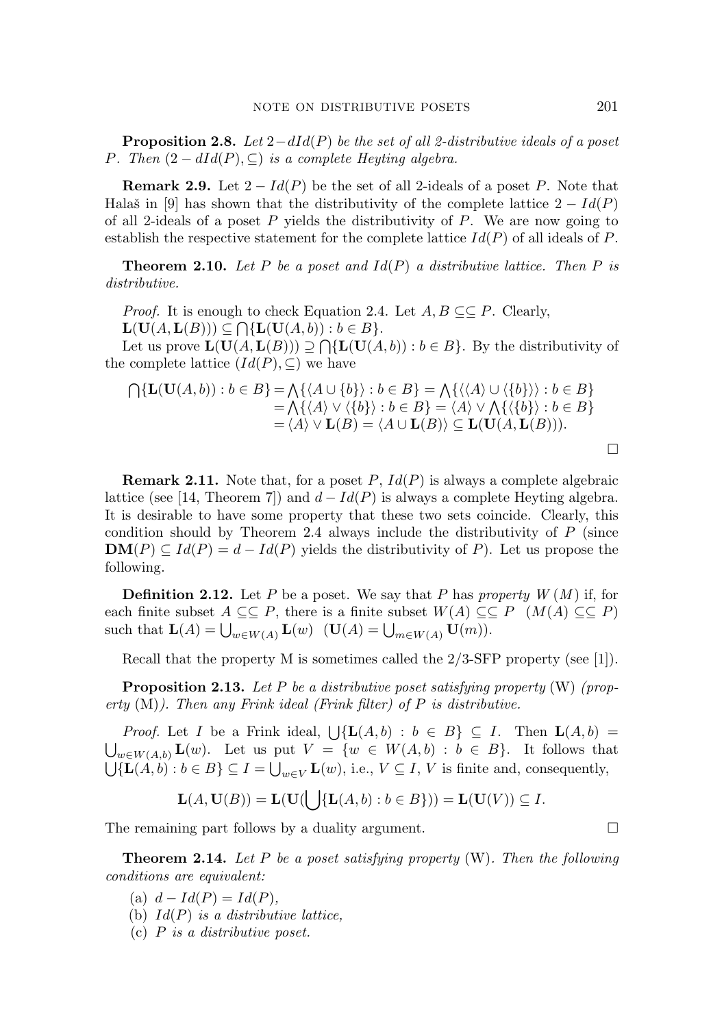**Proposition 2.8.** *Let $2-dId(P)$ be the set of all 2-distributive ideals of a poset $P$. Then $(2-dId(P), \subseteq)$ is a complete Heyting algebra.*

**Remark 2.9.** Let $2-Id(P)$ be the set of all 2-ideals of a poset $P$. Note that Halaš in [9] has shown that the distributivity of the complete lattice $2-Id(P)$ of all 2-ideals of a poset $P$ yields the distributivity of $P$. We are now going to establish the respective statement for the complete lattice $Id(P)$ of all ideals of $P$.

**Theorem 2.10.** *Let $P$ be a poset and $Id(P)$ a distributive lattice. Then $P$ is distributive.*

*Proof.* It is enough to check Equation 2.4. Let $A, B \subseteq\subseteq P$. Clearly, $\mathbf{L}(\mathbf{U}(A, \mathbf{L}(B))) \subseteq \bigcap\{\mathbf{L}(\mathbf{U}(A, b)) : b \in B\}$.

Let us prove $\mathbf{L}(\mathbf{U}(A, \mathbf{L}(B))) \supseteq \bigcap\{\mathbf{L}(\mathbf{U}(A, b)) : b \in B\}$. By the distributivity of the complete lattice $(Id(P), \subseteq)$ we have

$$\begin{aligned}\bigcap\{\mathbf{L}(\mathbf{U}(A,b)) : b \in B\} &= \bigwedge\{\langle A \cup \{b\}\rangle : b \in B\} = \bigwedge\{\langle\langle A\rangle \cup \langle\{b\}\rangle\rangle : b \in B\}\\ &= \bigwedge\{\langle A\rangle \vee \langle\{b\}\rangle : b \in B\} = \langle A\rangle \vee \bigwedge\{\langle\{b\}\rangle : b \in B\}\\ &= \langle A\rangle \vee \mathbf{L}(B) = \langle A \cup \mathbf{L}(B)\rangle \subseteq \mathbf{L}(\mathbf{U}(A, \mathbf{L}(B))).\end{aligned}$$

□

**Remark 2.11.** Note that, for a poset $P$, $Id(P)$ is always a complete algebraic lattice (see [14, Theorem 7]) and $d-Id(P)$ is always a complete Heyting algebra. It is desirable to have some property that these two sets coincide. Clearly, this condition should by Theorem 2.4 always include the distributivity of $P$ (since $\mathbf{DM}(P) \subseteq Id(P) = d-Id(P)$ yields the distributivity of $P$). Let us propose the following.

**Definition 2.12.** Let $P$ be a poset. We say that $P$ has *property $W$ ($M$)* if, for each finite subset $A \subseteq\subseteq P$, there is a finite subset $W(A) \subseteq\subseteq P$ $\;(M(A) \subseteq\subseteq P)$ such that $\mathbf{L}(A) = \bigcup_{w \in W(A)} \mathbf{L}(w)$ $\;(\mathbf{U}(A) = \bigcup_{m \in W(A)} \mathbf{U}(m))$.

Recall that the property M is sometimes called the 2/3-SFP property (see [1]).

**Proposition 2.13.** *Let $P$ be a distributive poset satisfying property* (W) *(property* (M)*). Then any Frink ideal (Frink filter) of $P$ is distributive.*

*Proof.* Let $I$ be a Frink ideal, $\bigcup\{\mathbf{L}(A, b) : b \in B\} \subseteq I$. Then $\mathbf{L}(A, b) = \bigcup_{w \in W(A,b)} \mathbf{L}(w)$. Let us put $V = \{w \in W(A, b) : b \in B\}$. It follows that $\bigcup\{\mathbf{L}(A, b) : b \in B\} \subseteq I = \bigcup_{w \in V} \mathbf{L}(w)$, i.e., $V \subseteq I$, $V$ is finite and, consequently,

$$\mathbf{L}(A, \mathbf{U}(B)) = \mathbf{L}(\mathbf{U}(\bigcup\{\mathbf{L}(A, b) : b \in B\})) = \mathbf{L}(\mathbf{U}(V)) \subseteq I.$$

The remaining part follows by a duality argument. □

**Theorem 2.14.** *Let $P$ be a poset satisfying property* (W)*. Then the following conditions are equivalent:*

(a) $d-Id(P) = Id(P)$,

(b) $Id(P)$ *is a distributive lattice,*

(c) $P$ *is a distributive poset.*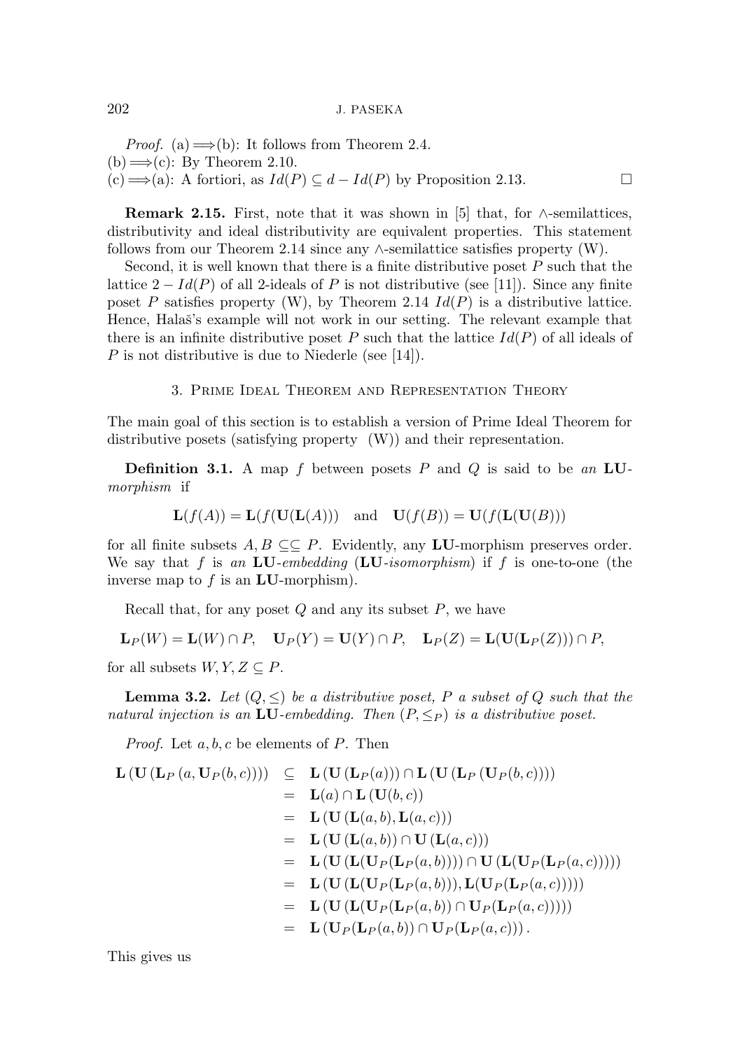*Proof.* (a) $\Longrightarrow$(b): It follows from Theorem 2.4.
(b) $\Longrightarrow$(c): By Theorem 2.10.
(c) $\Longrightarrow$(a): A fortiori, as $Id(P) \subseteq d - Id(P)$ by Proposition 2.13. □

**Remark 2.15.** First, note that it was shown in [5] that, for $\wedge$-semilattices, distributivity and ideal distributivity are equivalent properties. This statement follows from our Theorem 2.14 since any $\wedge$-semilattice satisfies property (W).

Second, it is well known that there is a finite distributive poset $P$ such that the lattice $2 - Id(P)$ of all 2-ideals of $P$ is not distributive (see [11]). Since any finite poset $P$ satisfies property (W), by Theorem 2.14 $Id(P)$ is a distributive lattice. Hence, Halaš's example will not work in our setting. The relevant example that there is an infinite distributive poset $P$ such that the lattice $Id(P)$ of all ideals of $P$ is not distributive is due to Niederle (see [14]).

## 3. Prime Ideal Theorem and Representation Theory

The main goal of this section is to establish a version of Prime Ideal Theorem for distributive posets (satisfying property (W)) and their representation.

**Definition 3.1.** A map $f$ between posets $P$ and $Q$ is said to be *an* **LU**-*morphism* if

$$\mathbf{L}(f(A)) = \mathbf{L}(f(\mathbf{U}(\mathbf{L}(A))) \quad \text{and} \quad \mathbf{U}(f(B)) = \mathbf{U}(f(\mathbf{L}(\mathbf{U}(B)))$$

for all finite subsets $A, B \subseteq\subseteq P$. Evidently, any **LU**-morphism preserves order. We say that $f$ is *an* **LU**-*embedding* (**LU**-*isomorphism*) if $f$ is one-to-one (the inverse map to $f$ is an **LU**-morphism).

Recall that, for any poset $Q$ and any its subset $P$, we have

$$\mathbf{L}_P(W) = \mathbf{L}(W) \cap P, \quad \mathbf{U}_P(Y) = \mathbf{U}(Y) \cap P, \quad \mathbf{L}_P(Z) = \mathbf{L}(\mathbf{U}(\mathbf{L}_P(Z))) \cap P,$$

for all subsets $W, Y, Z \subseteq P$.

**Lemma 3.2.** *Let $(Q, \leq)$ be a distributive poset, $P$ a subset of $Q$ such that the natural injection is an* **LU**-*embedding. Then $(P, \leq_P)$ is a distributive poset.*

*Proof.* Let $a, b, c$ be elements of $P$. Then

$$\begin{aligned}
\mathbf{L}\left(\mathbf{U}\left(\mathbf{L}_P\left(a, \mathbf{U}_P(b, c)\right)\right)\right) &\subseteq \mathbf{L}\left(\mathbf{U}\left(\mathbf{L}_P(a)\right)\right) \cap \mathbf{L}\left(\mathbf{U}\left(\mathbf{L}_P\left(\mathbf{U}_P(b, c)\right)\right)\right) \\
&= \mathbf{L}(a) \cap \mathbf{L}\left(\mathbf{U}(b, c)\right) \\
&= \mathbf{L}\left(\mathbf{U}\left(\mathbf{L}(a, b), \mathbf{L}(a, c)\right)\right) \\
&= \mathbf{L}\left(\mathbf{U}\left(\mathbf{L}(a, b)\right) \cap \mathbf{U}\left(\mathbf{L}(a, c)\right)\right) \\
&= \mathbf{L}\left(\mathbf{U}\left(\mathbf{L}(\mathbf{U}_P(\mathbf{L}_P(a, b)))\right) \cap \mathbf{U}\left(\mathbf{L}(\mathbf{U}_P(\mathbf{L}_P(a, c)))\right)\right) \\
&= \mathbf{L}\left(\mathbf{U}\left(\mathbf{L}(\mathbf{U}_P(\mathbf{L}_P(a, b))), \mathbf{L}(\mathbf{U}_P(\mathbf{L}_P(a, c)))\right)\right) \\
&= \mathbf{L}\left(\mathbf{U}\left(\mathbf{L}(\mathbf{U}_P(\mathbf{L}_P(a, b)) \cap \mathbf{U}_P(\mathbf{L}_P(a, c)))\right)\right) \\
&= \mathbf{L}\left(\mathbf{U}_P(\mathbf{L}_P(a, b)) \cap \mathbf{U}_P(\mathbf{L}_P(a, c))\right).
\end{aligned}$$

This gives us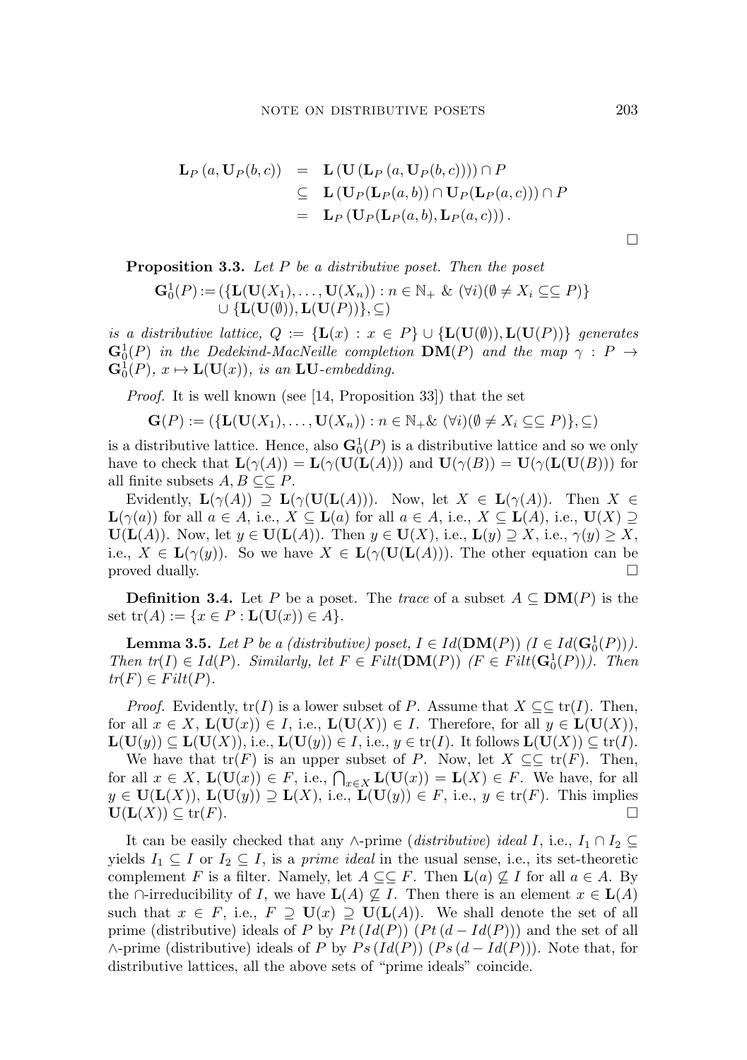$$
\begin{aligned}
\mathbf{L}_P\left(a, \mathbf{U}_P(b,c)\right) &= \mathbf{L}\left(\mathbf{U}\left(\mathbf{L}_P\left(a, \mathbf{U}_P(b,c)\right)\right)\right) \cap P \\
&\subseteq \mathbf{L}\left(\mathbf{U}_P(\mathbf{L}_P(a,b)) \cap \mathbf{U}_P(\mathbf{L}_P(a,c))\right) \cap P \\
&= \mathbf{L}_P\left(\mathbf{U}_P(\mathbf{L}_P(a,b), \mathbf{L}_P(a,c))\right).
\end{aligned}
$$

□

**Proposition 3.3.** *Let $P$ be a distributive poset. Then the poset*

$$
\begin{aligned}
\mathbf{G}_0^1(P) := (&\{\mathbf{L}(\mathbf{U}(X_1), \ldots, \mathbf{U}(X_n)) : n \in \mathbb{N}_+ \ \& \ (\forall i)(\emptyset \neq X_i \subseteq\subseteq P)\} \\
&\cup \{\mathbf{L}(\mathbf{U}(\emptyset)), \mathbf{L}(\mathbf{U}(P))\}, \subseteq)
\end{aligned}
$$

*is a distributive lattice, $Q := \{\mathbf{L}(x) : x \in P\} \cup \{\mathbf{L}(\mathbf{U}(\emptyset)), \mathbf{L}(\mathbf{U}(P))\}$ generates $\mathbf{G}_0^1(P)$ in the Dedekind-MacNeille completion $\mathbf{DM}(P)$ and the map $\gamma : P \to \mathbf{G}_0^1(P)$, $x \mapsto \mathbf{L}(\mathbf{U}(x))$, is an $\mathbf{LU}$-embedding.*

*Proof.* It is well known (see [14, Proposition 33]) that the set

$$
\mathbf{G}(P) := (\{\mathbf{L}(\mathbf{U}(X_1), \ldots, \mathbf{U}(X_n)) : n \in \mathbb{N}_+ \& \ (\forall i)(\emptyset \neq X_i \subseteq\subseteq P)\}, \subseteq)
$$

is a distributive lattice. Hence, also $\mathbf{G}_0^1(P)$ is a distributive lattice and so we only have to check that $\mathbf{L}(\gamma(A)) = \mathbf{L}(\gamma(\mathbf{U}(\mathbf{L}(A)))$ and $\mathbf{U}(\gamma(B)) = \mathbf{U}(\gamma(\mathbf{L}(\mathbf{U}(B)))$ for all finite subsets $A, B \subseteq\subseteq P$.

Evidently, $\mathbf{L}(\gamma(A)) \supseteq \mathbf{L}(\gamma(\mathbf{U}(\mathbf{L}(A))))$. Now, let $X \in \mathbf{L}(\gamma(A))$. Then $X \in \mathbf{L}(\gamma(a))$ for all $a \in A$, i.e., $X \subseteq \mathbf{L}(a)$ for all $a \in A$, i.e., $X \subseteq \mathbf{L}(A)$, i.e., $\mathbf{U}(X) \supseteq \mathbf{U}(\mathbf{L}(A))$. Now, let $y \in \mathbf{U}(\mathbf{L}(A))$. Then $y \in \mathbf{U}(X)$, i.e., $\mathbf{L}(y) \supseteq X$, i.e., $\gamma(y) \geq X$, i.e., $X \in \mathbf{L}(\gamma(y))$. So we have $X \in \mathbf{L}(\gamma(\mathbf{U}(\mathbf{L}(A)))$. The other equation can be proved dually. □

**Definition 3.4.** Let $P$ be a poset. The *trace* of a subset $A \subseteq \mathbf{DM}(P)$ is the set $\mathrm{tr}(A) := \{x \in P : \mathbf{L}(\mathbf{U}(x)) \in A\}$.

**Lemma 3.5.** *Let $P$ be a (distributive) poset, $I \in Id(\mathbf{DM}(P))$ ($I \in Id(\mathbf{G}_0^1(P))$). Then $tr(I) \in Id(P)$. Similarly, let $F \in Filt(\mathbf{DM}(P))$ ($F \in Filt(\mathbf{G}_0^1(P))$). Then $tr(F) \in Filt(P)$.*

*Proof.* Evidently, $\mathrm{tr}(I)$ is a lower subset of $P$. Assume that $X \subseteq\subseteq \mathrm{tr}(I)$. Then, for all $x \in X$, $\mathbf{L}(\mathbf{U}(x)) \in I$, i.e., $\mathbf{L}(\mathbf{U}(X)) \in I$. Therefore, for all $y \in \mathbf{L}(\mathbf{U}(X))$, $\mathbf{L}(\mathbf{U}(y)) \subseteq \mathbf{L}(\mathbf{U}(X))$, i.e., $\mathbf{L}(\mathbf{U}(y)) \in I$, i.e., $y \in \mathrm{tr}(I)$. It follows $\mathbf{L}(\mathbf{U}(X)) \subseteq \mathrm{tr}(I)$.

We have that $\mathrm{tr}(F)$ is an upper subset of $P$. Now, let $X \subseteq\subseteq \mathrm{tr}(F)$. Then, for all $x \in X$, $\mathbf{L}(\mathbf{U}(x)) \in F$, i.e., $\bigcap_{x \in X} \mathbf{L}(\mathbf{U}(x)) = \mathbf{L}(X) \in F$. We have, for all $y \in \mathbf{U}(\mathbf{L}(X))$, $\mathbf{L}(\mathbf{U}(y)) \supseteq \mathbf{L}(X)$, i.e., $\mathbf{L}(\mathbf{U}(y)) \in F$, i.e., $y \in \mathrm{tr}(F)$. This implies $\mathbf{U}(\mathbf{L}(X)) \subseteq \mathrm{tr}(F)$. □

It can be easily checked that any $\wedge$-prime (*distributive*) *ideal* $I$, i.e., $I_1 \cap I_2 \subseteq$ yields $I_1 \subseteq I$ or $I_2 \subseteq I$, is a *prime ideal* in the usual sense, i.e., its set-theoretic complement $F$ is a filter. Namely, let $A \subseteq\subseteq F$. Then $\mathbf{L}(a) \not\subseteq I$ for all $a \in A$. By the $\cap$-irreducibility of $I$, we have $\mathbf{L}(A) \not\subseteq I$. Then there is an element $x \in \mathbf{L}(A)$ such that $x \in F$, i.e., $F \supseteq \mathbf{U}(x) \supseteq \mathbf{U}(\mathbf{L}(A))$. We shall denote the set of all prime (distributive) ideals of $P$ by $Pt\,(Id(P))$ ($Pt\,(d - Id(P))$) and the set of all $\wedge$-prime (distributive) ideals of $P$ by $Ps\,(Id(P))$ ($Ps\,(d - Id(P))$). Note that, for distributive lattices, all the above sets of "prime ideals" coincide.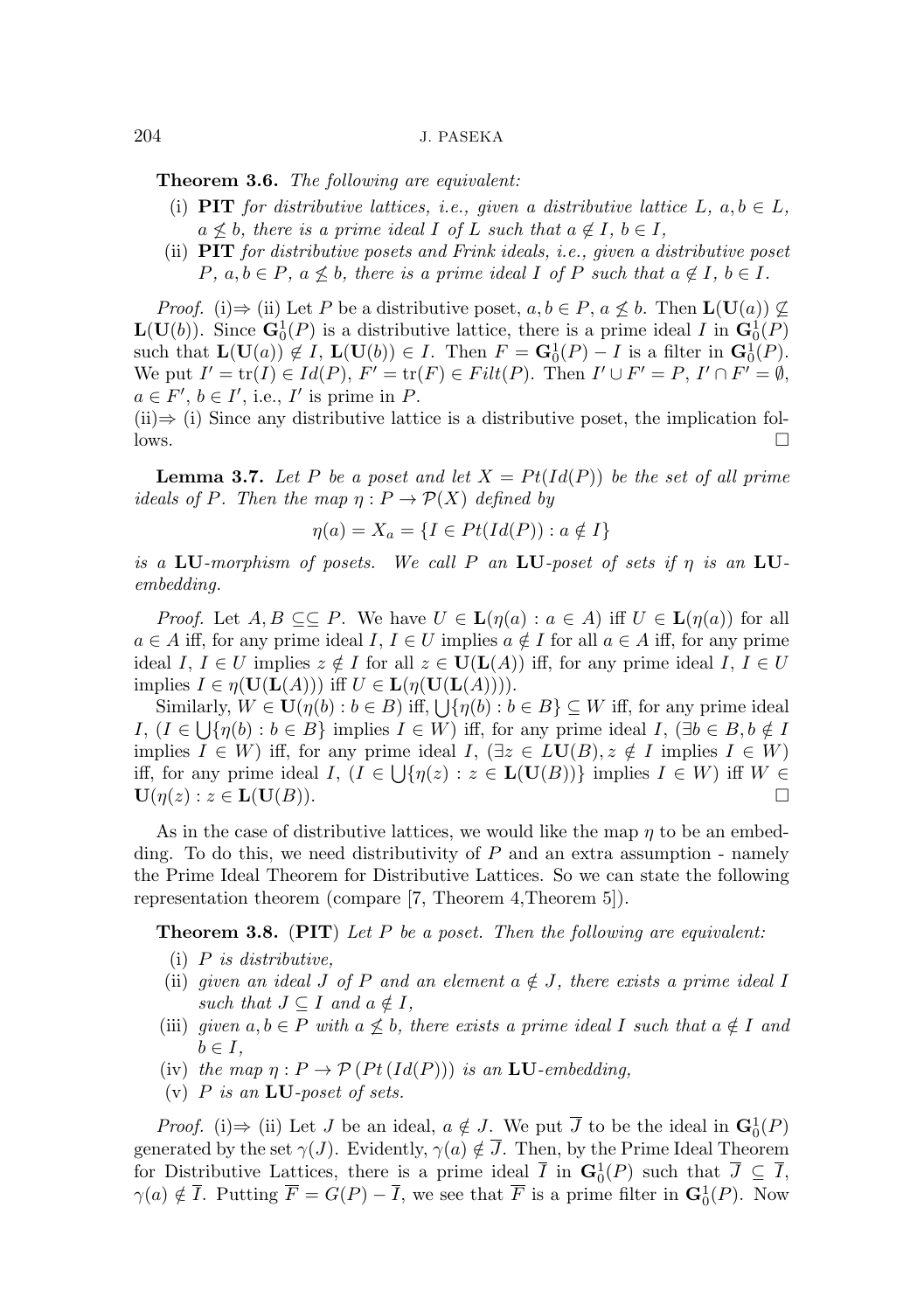**Theorem 3.6.** *The following are equivalent:*

(i) **PIT** *for distributive lattices, i.e., given a distributive lattice $L$, $a, b \in L$, $a \not\leq b$, there is a prime ideal $I$ of $L$ such that $a \notin I$, $b \in I$,*

(ii) **PIT** *for distributive posets and Frink ideals, i.e., given a distributive poset $P$, $a, b \in P$, $a \not\leq b$, there is a prime ideal $I$ of $P$ such that $a \notin I$, $b \in I$.*

*Proof.* (i)$\Rightarrow$ (ii) Let $P$ be a distributive poset, $a, b \in P$, $a \not\leq b$. Then $\mathbf{L}(\mathbf{U}(a)) \not\subseteq \mathbf{L}(\mathbf{U}(b))$. Since $\mathbf{G}_0^1(P)$ is a distributive lattice, there is a prime ideal $I$ in $\mathbf{G}_0^1(P)$ such that $\mathbf{L}(\mathbf{U}(a)) \notin I$, $\mathbf{L}(\mathbf{U}(b)) \in I$. Then $F = \mathbf{G}_0^1(P) - I$ is a filter in $\mathbf{G}_0^1(P)$. We put $I' = \mathrm{tr}(I) \in Id(P)$, $F' = \mathrm{tr}(F) \in Filt(P)$. Then $I' \cup F' = P$, $I' \cap F' = \emptyset$, $a \in F'$, $b \in I'$, i.e., $I'$ is prime in $P$.

(ii)$\Rightarrow$ (i) Since any distributive lattice is a distributive poset, the implication follows. $\square$

**Lemma 3.7.** *Let $P$ be a poset and let $X = Pt(Id(P))$ be the set of all prime ideals of $P$. Then the map $\eta : P \to \mathcal{P}(X)$ defined by*

$$\eta(a) = X_a = \{I \in Pt(Id(P)) : a \notin I\}$$

*is a* **LU**-*morphism of posets. We call $P$ an* **LU**-*poset of sets if $\eta$ is an* **LU**-*embedding.*

*Proof.* Let $A, B \subseteq\subseteq P$. We have $U \in \mathbf{L}(\eta(a) : a \in A)$ iff $U \in \mathbf{L}(\eta(a))$ for all $a \in A$ iff, for any prime ideal $I$, $I \in U$ implies $a \notin I$ for all $a \in A$ iff, for any prime ideal $I$, $I \in U$ implies $z \notin I$ for all $z \in \mathbf{U}(\mathbf{L}(A))$ iff, for any prime ideal $I$, $I \in U$ implies $I \in \eta(\mathbf{U}(\mathbf{L}(A)))$ iff $U \in \mathbf{L}(\eta(\mathbf{U}(\mathbf{L}(A))))$.

Similarly, $W \in \mathbf{U}(\eta(b) : b \in B)$ iff, $\bigcup\{\eta(b) : b \in B\} \subseteq W$ iff, for any prime ideal $I$, $(I \in \bigcup\{\eta(b) : b \in B\}$ implies $I \in W)$ iff, for any prime ideal $I$, $(\exists b \in B, b \notin I$ implies $I \in W)$ iff, for any prime ideal $I$, $(\exists z \in L\mathbf{U}(B), z \notin I$ implies $I \in W)$ iff, for any prime ideal $I$, $(I \in \bigcup\{\eta(z) : z \in \mathbf{L}(\mathbf{U}(B))\}$ implies $I \in W)$ iff $W \in \mathbf{U}(\eta(z) : z \in \mathbf{L}(\mathbf{U}(B))$. $\square$

As in the case of distributive lattices, we would like the map $\eta$ to be an embedding. To do this, we need distributivity of $P$ and an extra assumption - namely the Prime Ideal Theorem for Distributive Lattices. So we can state the following representation theorem (compare [7, Theorem 4,Theorem 5]).

**Theorem 3.8.** (**PIT**) *Let $P$ be a poset. Then the following are equivalent:*

(i) *$P$ is distributive,*

(ii) *given an ideal $J$ of $P$ and an element $a \notin J$, there exists a prime ideal $I$ such that $J \subseteq I$ and $a \notin I$,*

(iii) *given $a, b \in P$ with $a \not\leq b$, there exists a prime ideal $I$ such that $a \notin I$ and $b \in I$,*

(iv) *the map $\eta : P \to \mathcal{P}\left(Pt\left(Id(P)\right)\right)$ is an* **LU**-*embedding,*

(v) *$P$ is an* **LU**-*poset of sets.*

*Proof.* (i)$\Rightarrow$ (ii) Let $J$ be an ideal, $a \notin J$. We put $\overline{J}$ to be the ideal in $\mathbf{G}_0^1(P)$ generated by the set $\gamma(J)$. Evidently, $\gamma(a) \notin \overline{J}$. Then, by the Prime Ideal Theorem for Distributive Lattices, there is a prime ideal $\overline{I}$ in $\mathbf{G}_0^1(P)$ such that $\overline{J} \subseteq \overline{I}$, $\gamma(a) \notin \overline{I}$. Putting $\overline{F} = G(P) - \overline{I}$, we see that $\overline{F}$ is a prime filter in $\mathbf{G}_0^1(P)$. Now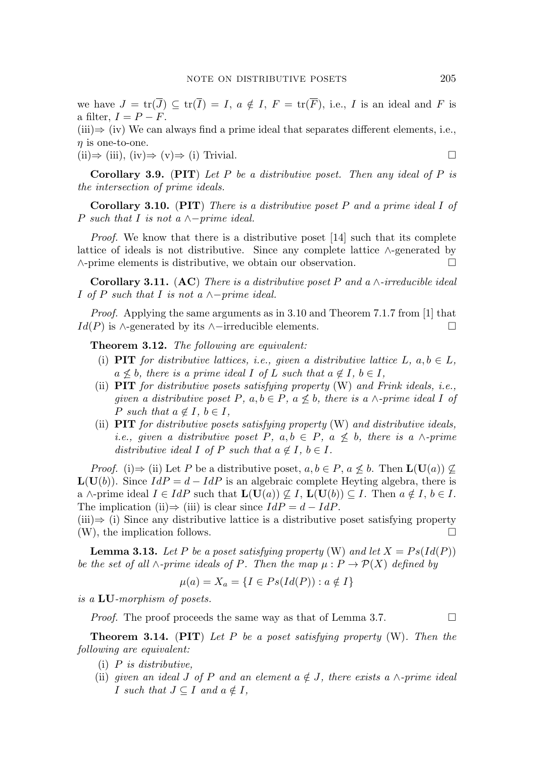we have $J = \mathrm{tr}(\overline{J}) \subseteq \mathrm{tr}(\overline{I}) = I$, $a \notin I$, $F = \mathrm{tr}(\overline{F})$, i.e., $I$ is an ideal and $F$ is a filter, $I = P - F$.

(iii)$\Rightarrow$ (iv) We can always find a prime ideal that separates different elements, i.e., $\eta$ is one-to-one.

(ii)$\Rightarrow$ (iii), (iv)$\Rightarrow$ (v)$\Rightarrow$ (i) Trivial. $\square$

**Corollary 3.9.** (**PIT**) *Let $P$ be a distributive poset. Then any ideal of $P$ is the intersection of prime ideals.*

**Corollary 3.10.** (**PIT**) *There is a distributive poset $P$ and a prime ideal $I$ of $P$ such that $I$ is not a $\wedge-$prime ideal.*

*Proof.* We know that there is a distributive poset [14] such that its complete lattice of ideals is not distributive. Since any complete lattice $\wedge$-generated by $\wedge$-prime elements is distributive, we obtain our observation. $\square$

**Corollary 3.11.** (**AC**) *There is a distributive poset $P$ and a $\wedge$-irreducible ideal $I$ of $P$ such that $I$ is not a $\wedge-$prime ideal.*

*Proof.* Applying the same arguments as in 3.10 and Theorem 7.1.7 from [1] that $Id(P)$ is $\wedge$-generated by its $\wedge-$irreducible elements. $\square$

**Theorem 3.12.** *The following are equivalent:*

(i) **PIT** *for distributive lattices, i.e., given a distributive lattice $L$, $a, b \in L$, $a \not\leq b$, there is a prime ideal $I$ of $L$ such that $a \notin I$, $b \in I$,*

(ii) **PIT** *for distributive posets satisfying property* (W) *and Frink ideals, i.e., given a distributive poset $P$, $a, b \in P$, $a \not\leq b$, there is a $\wedge$-prime ideal $I$ of $P$ such that $a \notin I$, $b \in I$,*

(ii) **PIT** *for distributive posets satisfying property* (W) *and distributive ideals, i.e., given a distributive poset $P$, $a, b \in P$, $a \not\leq b$, there is a $\wedge$-prime distributive ideal $I$ of $P$ such that $a \notin I$, $b \in I$.*

*Proof.* (i)$\Rightarrow$ (ii) Let $P$ be a distributive poset, $a, b \in P$, $a \not\leq b$. Then $\mathbf{L}(\mathbf{U}(a)) \not\subseteq \mathbf{L}(\mathbf{U}(b))$. Since $IdP = d - IdP$ is an algebraic complete Heyting algebra, there is a $\wedge$-prime ideal $I \in IdP$ such that $\mathbf{L}(\mathbf{U}(a)) \not\subseteq I$, $\mathbf{L}(\mathbf{U}(b)) \subseteq I$. Then $a \notin I$, $b \in I$. The implication (ii)$\Rightarrow$ (iii) is clear since $IdP = d - IdP$.

(iii)$\Rightarrow$ (i) Since any distributive lattice is a distributive poset satisfying property (W), the implication follows. $\square$

**Lemma 3.13.** *Let $P$ be a poset satisfying property* (W) *and let $X = Ps(Id(P))$ be the set of all $\wedge$-prime ideals of $P$. Then the map $\mu : P \to \mathcal{P}(X)$ defined by*

$$\mu(a) = X_a = \{I \in Ps(Id(P)) : a \notin I\}$$

*is a* **LU**-*morphism of posets.*

*Proof.* The proof proceeds the same way as that of Lemma 3.7. $\square$

**Theorem 3.14.** (**PIT**) *Let $P$ be a poset satisfying property* (W). *Then the following are equivalent:*

(i) *$P$ is distributive,*

(ii) *given an ideal $J$ of $P$ and an element $a \notin J$, there exists a $\wedge$-prime ideal $I$ such that $J \subseteq I$ and $a \notin I$,*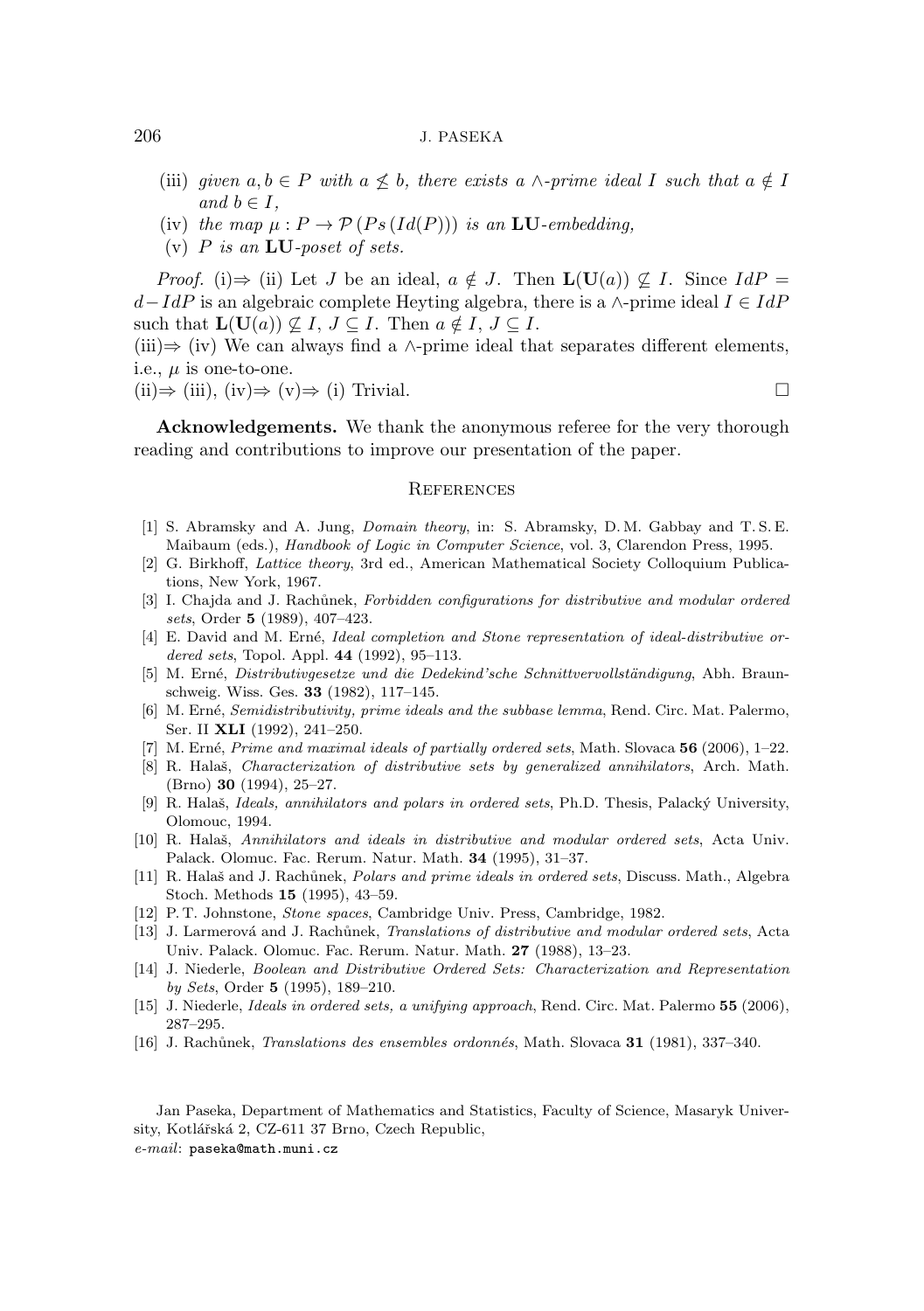(iii) *given* $a, b \in P$ *with* $a \not\leq b$, *there exists a* $\wedge$-*prime ideal* $I$ *such that* $a \notin I$ *and* $b \in I$,

(iv) *the map* $\mu : P \to \mathcal{P}(Ps(Id(P)))$ *is an* **LU**-*embedding,*

(v) $P$ *is an* **LU**-*poset of sets.*

*Proof.* (i)$\Rightarrow$ (ii) Let $J$ be an ideal, $a \notin J$. Then $\mathbf{L}(\mathbf{U}(a)) \not\subseteq I$. Since $IdP = d-IdP$ is an algebraic complete Heyting algebra, there is a $\wedge$-prime ideal $I \in IdP$ such that $\mathbf{L}(\mathbf{U}(a)) \not\subseteq I$, $J \subseteq I$. Then $a \notin I$, $J \subseteq I$.

(iii)$\Rightarrow$ (iv) We can always find a $\wedge$-prime ideal that separates different elements, i.e., $\mu$ is one-to-one.

(ii)$\Rightarrow$ (iii), (iv)$\Rightarrow$ (v)$\Rightarrow$ (i) Trivial. □

**Acknowledgements.** We thank the anonymous referee for the very thorough reading and contributions to improve our presentation of the paper.

## References

[1] S. Abramsky and A. Jung, *Domain theory*, in: S. Abramsky, D. M. Gabbay and T. S. E. Maibaum (eds.), *Handbook of Logic in Computer Science*, vol. 3, Clarendon Press, 1995.

[2] G. Birkhoff, *Lattice theory*, 3rd ed., American Mathematical Society Colloquium Publications, New York, 1967.

[3] I. Chajda and J. Rachůnek, *Forbidden configurations for distributive and modular ordered sets*, Order **5** (1989), 407–423.

[4] E. David and M. Erné, *Ideal completion and Stone representation of ideal-distributive ordered sets*, Topol. Appl. **44** (1992), 95–113.

[5] M. Erné, *Distributivgesetze und die Dedekind'sche Schnittvervollständigung*, Abh. Braunschweig. Wiss. Ges. **33** (1982), 117–145.

[6] M. Erné, *Semidistributivity, prime ideals and the subbase lemma*, Rend. Circ. Mat. Palermo, Ser. II **XLI** (1992), 241–250.

[7] M. Erné, *Prime and maximal ideals of partially ordered sets*, Math. Slovaca **56** (2006), 1–22.

[8] R. Halaš, *Characterization of distributive sets by generalized annihilators*, Arch. Math. (Brno) **30** (1994), 25–27.

[9] R. Halaš, *Ideals, annihilators and polars in ordered sets*, Ph.D. Thesis, Palacký University, Olomouc, 1994.

[10] R. Halaš, *Annihilators and ideals in distributive and modular ordered sets*, Acta Univ. Palack. Olomuc. Fac. Rerum. Natur. Math. **34** (1995), 31–37.

[11] R. Halaš and J. Rachůnek, *Polars and prime ideals in ordered sets*, Discuss. Math., Algebra Stoch. Methods **15** (1995), 43–59.

[12] P. T. Johnstone, *Stone spaces*, Cambridge Univ. Press, Cambridge, 1982.

[13] J. Larmerová and J. Rachůnek, *Translations of distributive and modular ordered sets*, Acta Univ. Palack. Olomuc. Fac. Rerum. Natur. Math. **27** (1988), 13–23.

[14] J. Niederle, *Boolean and Distributive Ordered Sets: Characterization and Representation by Sets*, Order **5** (1995), 189–210.

[15] J. Niederle, *Ideals in ordered sets, a unifying approach*, Rend. Circ. Mat. Palermo **55** (2006), 287–295.

[16] J. Rachůnek, *Translations des ensembles ordonnés*, Math. Slovaca **31** (1981), 337–340.

Jan Paseka, Department of Mathematics and Statistics, Faculty of Science, Masaryk University, Kotlářská 2, CZ-611 37 Brno, Czech Republic,
*e-mail*: paseka@math.muni.cz